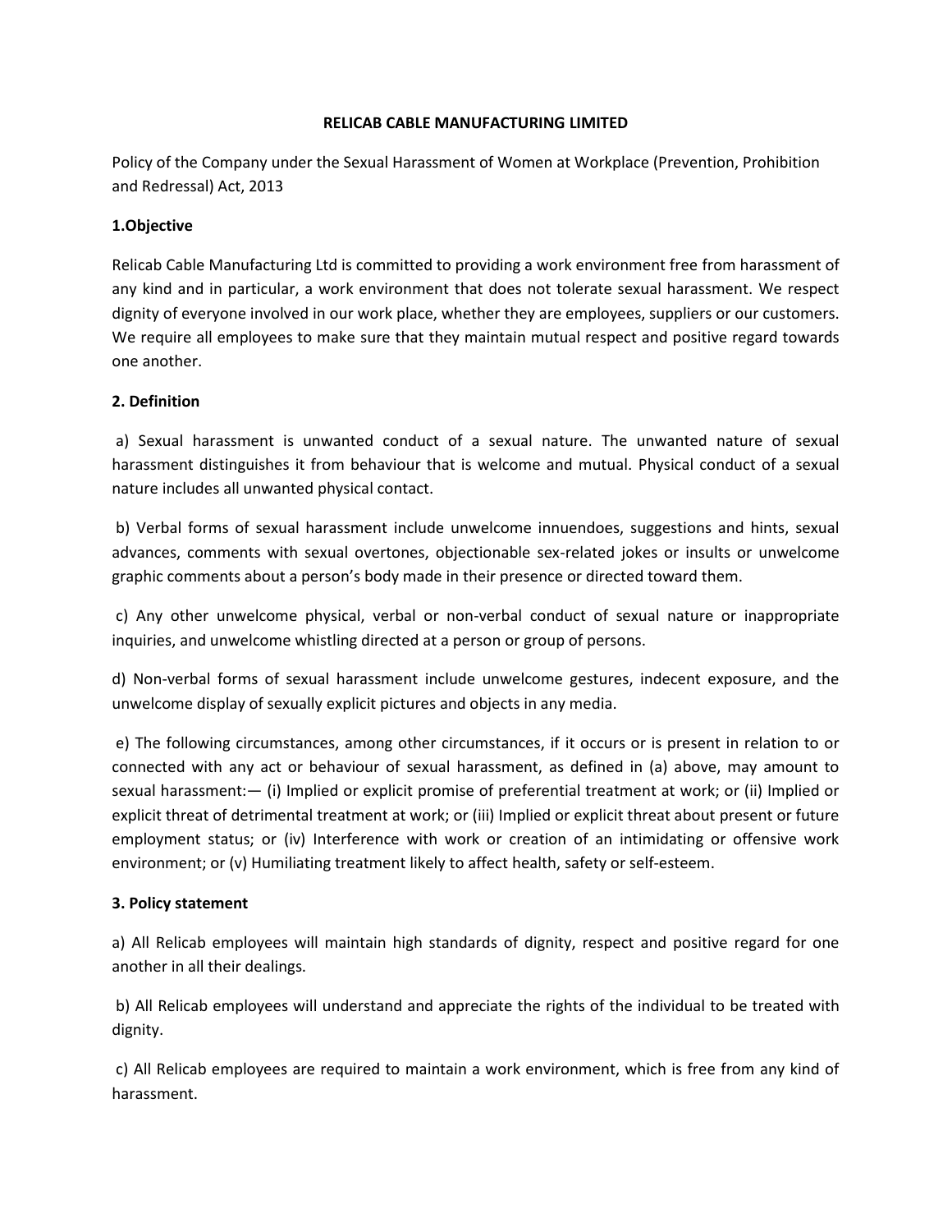# RELICAB CABLE MANUFACTURING LIMITED

Policy of the Company under the Sexual Harassment of Women at Workplace (Prevention, Prohibition and Redressal) Act, 2013

## 1.Objective

Relicab Cable Manufacturing Ltd is committed to providing a work environment free from harassment of any kind and in particular, a work environment that does not tolerate sexual harassment. We respect dignity of everyone involved in our work place, whether they are employees, suppliers or our customers. We require all employees to make sure that they maintain mutual respect and positive regard towards one another.

## 2. Definition

a) Sexual harassment is unwanted conduct of a sexual nature. The unwanted nature of sexual harassment distinguishes it from behaviour that is welcome and mutual. Physical conduct of a sexual nature includes all unwanted physical contact.

b) Verbal forms of sexual harassment include unwelcome innuendoes, suggestions and hints, sexual advances, comments with sexual overtones, objectionable sex-related jokes or insults or unwelcome graphic comments about a person's body made in their presence or directed toward them.

c) Any other unwelcome physical, verbal or non-verbal conduct of sexual nature or inappropriate inquiries, and unwelcome whistling directed at a person or group of persons.

d) Non-verbal forms of sexual harassment include unwelcome gestures, indecent exposure, and the unwelcome display of sexually explicit pictures and objects in any media.

e) The following circumstances, among other circumstances, if it occurs or is present in relation to or connected with any act or behaviour of sexual harassment, as defined in (a) above, may amount to sexual harassment:— (i) Implied or explicit promise of preferential treatment at work; or (ii) Implied or explicit threat of detrimental treatment at work; or (iii) Implied or explicit threat about present or future employment status; or (iv) Interference with work or creation of an intimidating or offensive work environment; or (v) Humiliating treatment likely to affect health, safety or self-esteem.

## 3. Policy statement

a) All Relicab employees will maintain high standards of dignity, respect and positive regard for one another in all their dealings.

b) All Relicab employees will understand and appreciate the rights of the individual to be treated with dignity.

c) All Relicab employees are required to maintain a work environment, which is free from any kind of harassment.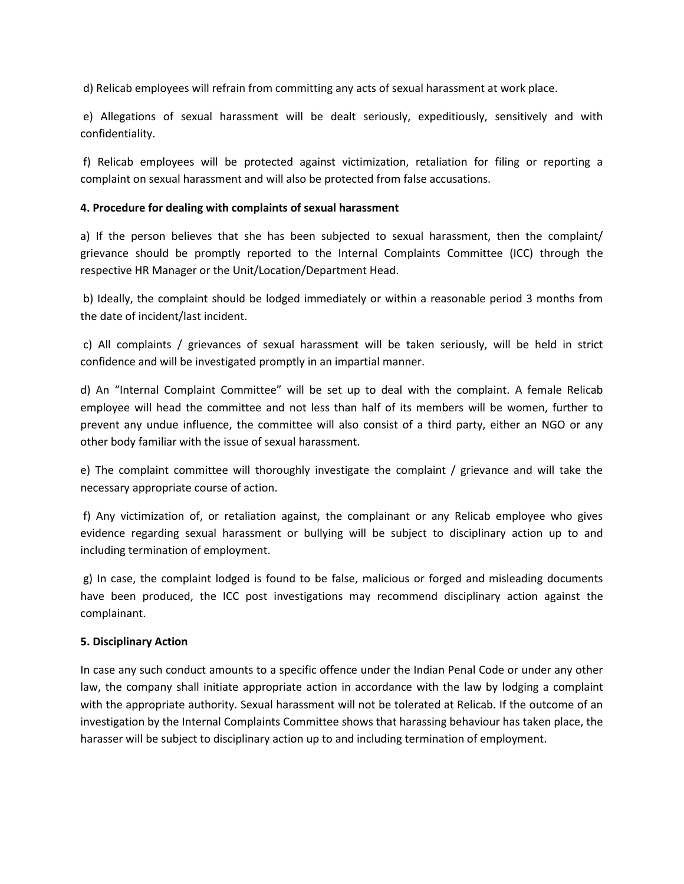d) Relicab employees will refrain from committing any acts of sexual harassment at work place.

e) Allegations of sexual harassment will be dealt seriously, expeditiously, sensitively and with confidentiality.

f) Relicab employees will be protected against victimization, retaliation for filing or reporting a complaint on sexual harassment and will also be protected from false accusations.

**4. Procedure for dealing with complaints of sexual harassment**

a) If the person believes that she has been subjected to sexual harassment, then the complaint/ grievance should be promptly reported to the Internal Complaints Committee (ICC) through the respective HR Manager or the Unit/Location/Department Head.

b) Ideally, the complaint should be lodged immediately or within a reasonable period 3 months from the date of incident/last incident.

c) All complaints / grievances of sexual harassment will be taken seriously, will be held in strict confidence and will be investigated promptly in an impartial manner.

d) An "Internal Complaint Committee" will be set up to deal with the complaint. A female Relicab employee will head the committee and not less than half of its members will be women, further to prevent any undue influence, the committee will also consist of a third party, either an NGO or any other body familiar with the issue of sexual harassment.

e) The complaint committee will thoroughly investigate the complaint / grievance and will take the necessary appropriate course of action.

f) Any victimization of, or retaliation against, the complainant or any Relicab employee who gives evidence regarding sexual harassment or bullying will be subject to disciplinary action up to and including termination of employment.

g) In case, the complaint lodged is found to be false, malicious or forged and misleading documents have been produced, the ICC post investigations may recommend disciplinary action against the complainant.

**5. Disciplinary Action**

In case any such conduct amounts to a specific offence under the Indian Penal Code or under any other law, the company shall initiate appropriate action in accordance with the law by lodging a complaint with the appropriate authority. Sexual harassment will not be tolerated at Relicab. If the outcome of an investigation by the Internal Complaints Committee shows that harassing behaviour has taken place, the harasser will be subject to disciplinary action up to and including termination of employment.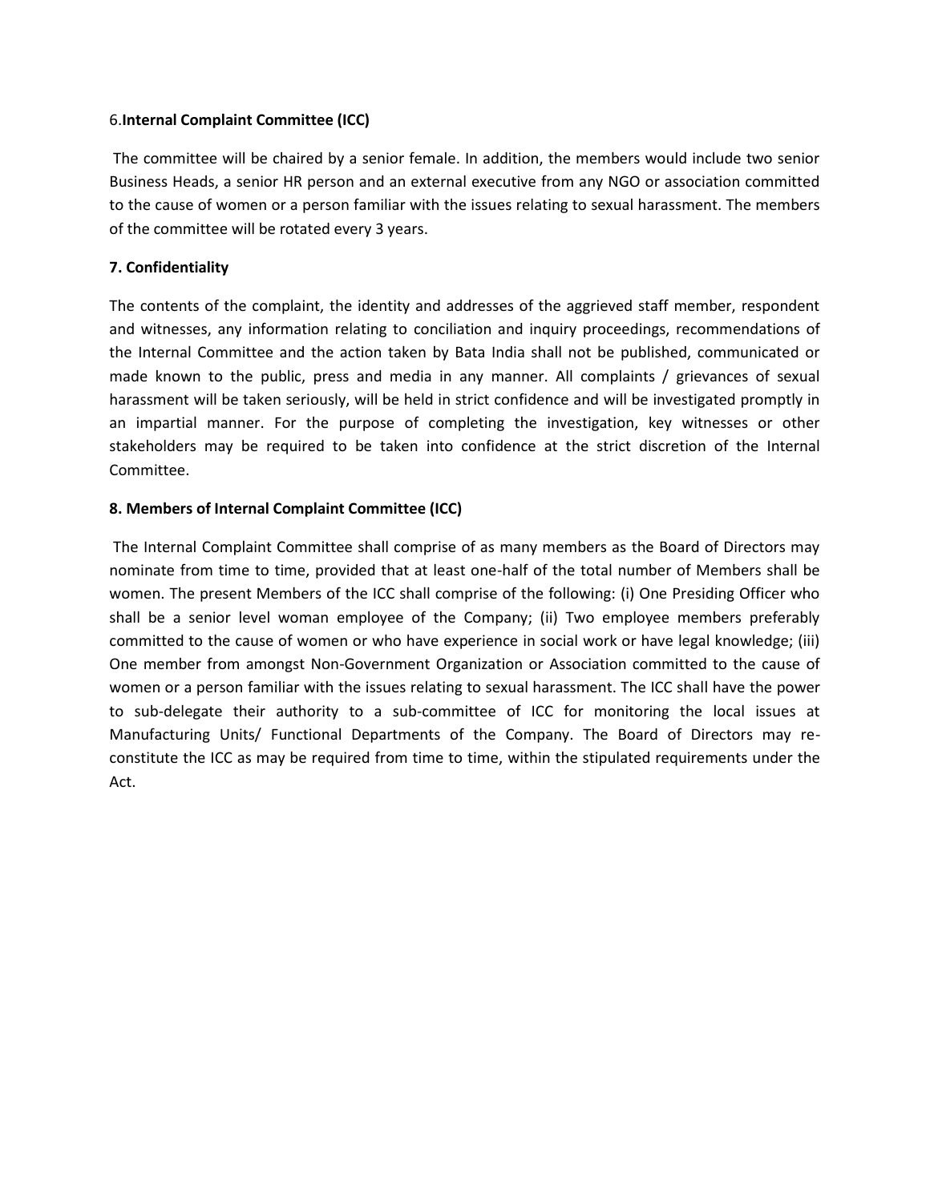6.**Internal Complaint Committee (ICC)**

The committee will be chaired by a senior female. In addition, the members would include two senior Business Heads, a senior HR person and an external executive from any NGO or association committed to the cause of women or a person familiar with the issues relating to sexual harassment. The members of the committee will be rotated every 3 years.

**7. Confidentiality**

The contents of the complaint, the identity and addresses of the aggrieved staff member, respondent and witnesses, any information relating to conciliation and inquiry proceedings, recommendations of the Internal Committee and the action taken by Bata India shall not be published, communicated or made known to the public, press and media in any manner. All complaints / grievances of sexual harassment will be taken seriously, will be held in strict confidence and will be investigated promptly in an impartial manner. For the purpose of completing the investigation, key witnesses or other stakeholders may be required to be taken into confidence at the strict discretion of the Internal Committee.

**8. Members of Internal Complaint Committee (ICC)**

The Internal Complaint Committee shall comprise of as many members as the Board of Directors may nominate from time to time, provided that at least one-half of the total number of Members shall be women. The present Members of the ICC shall comprise of the following: (i) One Presiding Officer who shall be a senior level woman employee of the Company; (ii) Two employee members preferably committed to the cause of women or who have experience in social work or have legal knowledge; (iii) One member from amongst Non-Government Organization or Association committed to the cause of women or a person familiar with the issues relating to sexual harassment. The ICC shall have the power to sub-delegate their authority to a sub-committee of ICC for monitoring the local issues at Manufacturing Units/ Functional Departments of the Company. The Board of Directors may re-constitute the ICC as may be required from time to time, within the stipulated requirements under the Act.